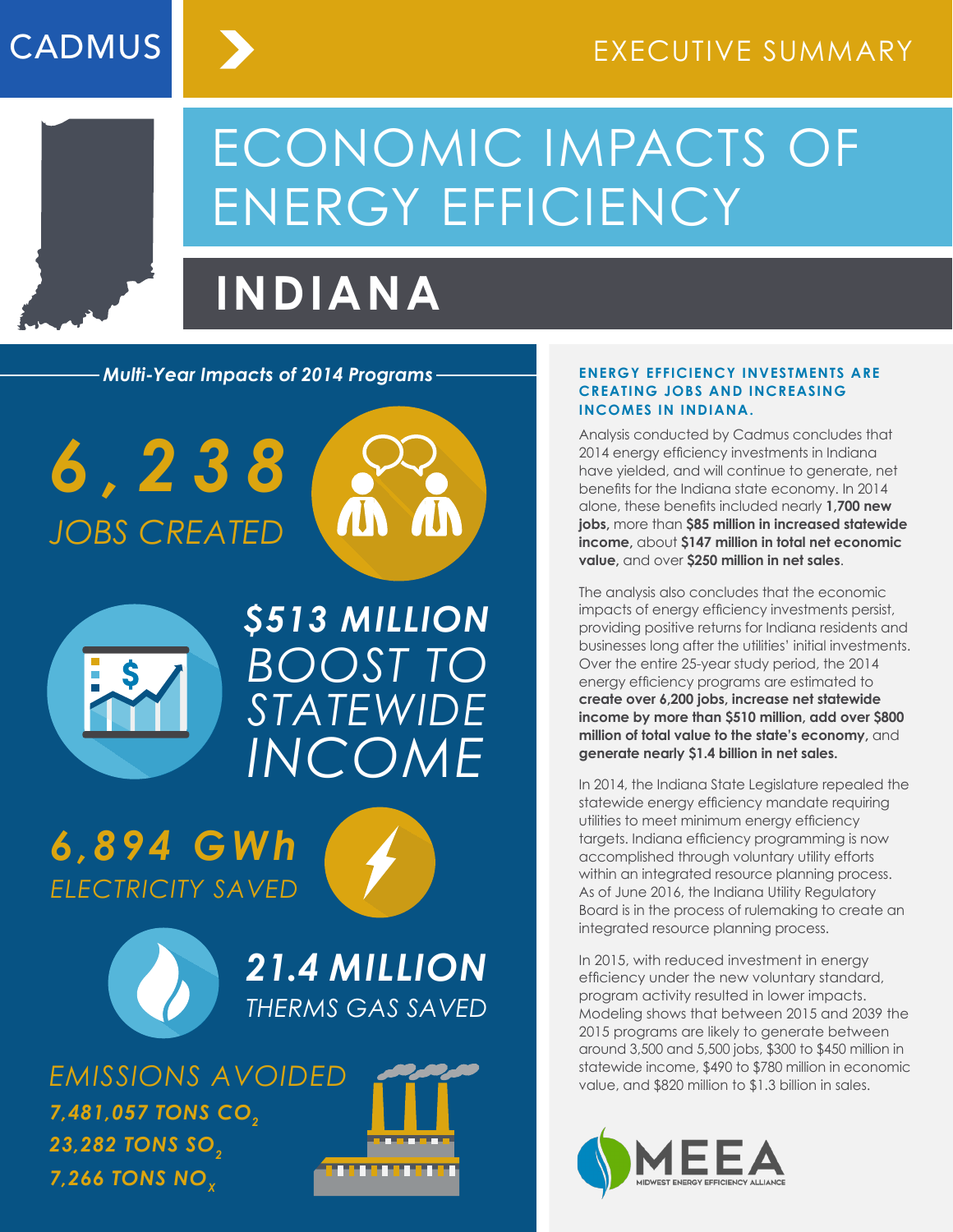CADMUS

EXECUTIVE SUMMARY

# ECONOMIC IMPACTS OF ENERGY EFFICIENCY

# INDIANA

## *Multi-Year Impacts of 2014 Programs*

**6,238** *JOBS CREATED*

***$513 MILLION*** *BOOST TO STATEWIDE INCOME*

**6,894 GWh** *ELECTRICITY SAVED*

***21.4 MILLION*** *THERMS GAS SAVED*

*EMISSIONS AVOIDED*

***7,481,057 TONS $CO_2$***

***23,282 TONS $SO_2$***

***7,266 TONS $NO_x$***

### ENERGY EFFICIENCY INVESTMENTS ARE CREATING JOBS AND INCREASING INCOMES IN INDIANA.

Analysis conducted by Cadmus concludes that 2014 energy efficiency investments in Indiana have yielded, and will continue to generate, net benefits for the Indiana state economy. In 2014 alone, these benefits included nearly **1,700 new jobs,** more than **$85 million in increased statewide income,** about **$147 million in total net economic value,** and over **$250 million in net sales**.

The analysis also concludes that the economic impacts of energy efficiency investments persist, providing positive returns for Indiana residents and businesses long after the utilities' initial investments. Over the entire 25-year study period, the 2014 energy efficiency programs are estimated to **create over 6,200 jobs, increase net statewide income by more than $510 million, add over $800 million of total value to the state's economy,** and **generate nearly $1.4 billion in net sales.**

In 2014, the Indiana State Legislature repealed the statewide energy efficiency mandate requiring utilities to meet minimum energy efficiency targets. Indiana efficiency programming is now accomplished through voluntary utility efforts within an integrated resource planning process. As of June 2016, the Indiana Utility Regulatory Board is in the process of rulemaking to create an integrated resource planning process.

In 2015, with reduced investment in energy efficiency under the new voluntary standard, program activity resulted in lower impacts. Modeling shows that between 2015 and 2039 the 2015 programs are likely to generate between around 3,500 and 5,500 jobs, $300 to $450 million in statewide income, $490 to $780 million in economic value, and $820 million to $1.3 billion in sales.

MEEA
MIDWEST ENERGY EFFICIENCY ALLIANCE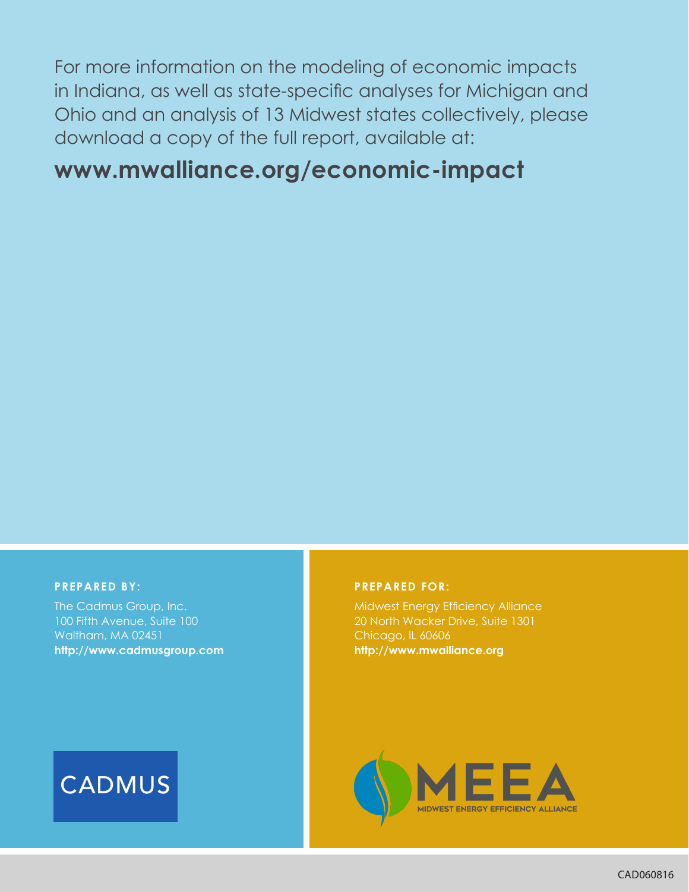For more information on the modeling of economic impacts in Indiana, as well as state-specific analyses for Michigan and Ohio and an analysis of 13 Midwest states collectively, please download a copy of the full report, available at:

**www.mwalliance.org/economic-impact**

**PREPARED BY:**

The Cadmus Group, Inc.
100 Fifth Avenue, Suite 100
Waltham, MA 02451
**http://www.cadmusgroup.com**

CADMUS

**PREPARED FOR:**

Midwest Energy Efficiency Alliance
20 North Wacker Drive, Suite 1301
Chicago, IL 60606
**http://www.mwalliance.org**

MEEA
MIDWEST ENERGY EFFICIENCY ALLIANCE

CAD060816